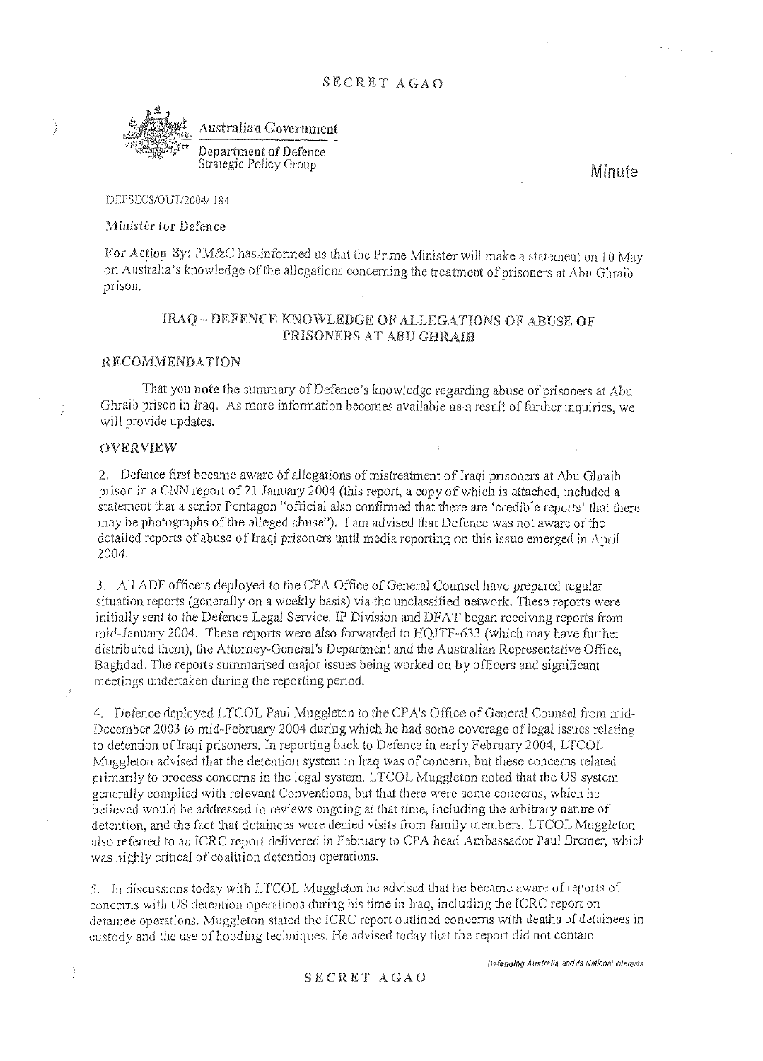SECRET AGAO

Australian Government

Department of Defence
Strategic Policy Group

Minute

DEPSECS/OUT/2004/ 184

Minister for Defence

For Action By: PM&C has informed us that the Prime Minister will make a statement on 10 May on Australia's knowledge of the allegations concerning the treatment of prisoners at Abu Ghraib prison.

## IRAQ – DEFENCE KNOWLEDGE OF ALLEGATIONS OF ABUSE OF PRISONERS AT ABU GHRAIB

### RECOMMENDATION

That you **note** the summary of Defence's knowledge regarding abuse of prisoners at Abu Ghraib prison in Iraq. As more information becomes available as a result of further inquiries, we will provide updates.

### OVERVIEW

2. Defence first became aware of allegations of mistreatment of Iraqi prisoners at Abu Ghraib prison in a CNN report of 21 January 2004 (this report, a copy of which is attached, included a statement that a senior Pentagon "official also confirmed that there are 'credible reports' that there may be photographs of the alleged abuse"). I am advised that Defence was not aware of the detailed reports of abuse of Iraqi prisoners until media reporting on this issue emerged in April 2004.

3. All ADF officers deployed to the CPA Office of General Counsel have prepared regular situation reports (generally on a weekly basis) via the unclassified network. These reports were initially sent to the Defence Legal Service. IP Division and DFAT began receiving reports from mid-January 2004. These reports were also forwarded to HQJTF-633 (which may have further distributed them), the Attorney-General's Department and the Australian Representative Office, Baghdad. The reports summarised major issues being worked on by officers and significant meetings undertaken during the reporting period.

4. Defence deployed LTCOL Paul Muggleton to the CPA's Office of General Counsel from mid-December 2003 to mid-February 2004 during which he had some coverage of legal issues relating to detention of Iraqi prisoners. In reporting back to Defence in early February 2004, LTCOL Muggleton advised that the detention system in Iraq was of concern, but these concerns related primarily to process concerns in the legal system. LTCOL Muggleton noted that the US system generally complied with relevant Conventions, but that there were some concerns, which he believed would be addressed in reviews ongoing at that time, including the arbitrary nature of detention, and the fact that detainees were denied visits from family members. LTCOL Muggleton also referred to an ICRC report delivered in February to CPA head Ambassador Paul Bremer, which was highly critical of coalition detention operations.

5. In discussions today with LTCOL Muggleton he advised that he became aware of reports of concerns with US detention operations during his time in Iraq, including the ICRC report on detainee operations. Muggleton stated the ICRC report outlined concerns with deaths of detainees in custody and the use of hooding techniques. He advised today that the report did not contain

SECRET AGAO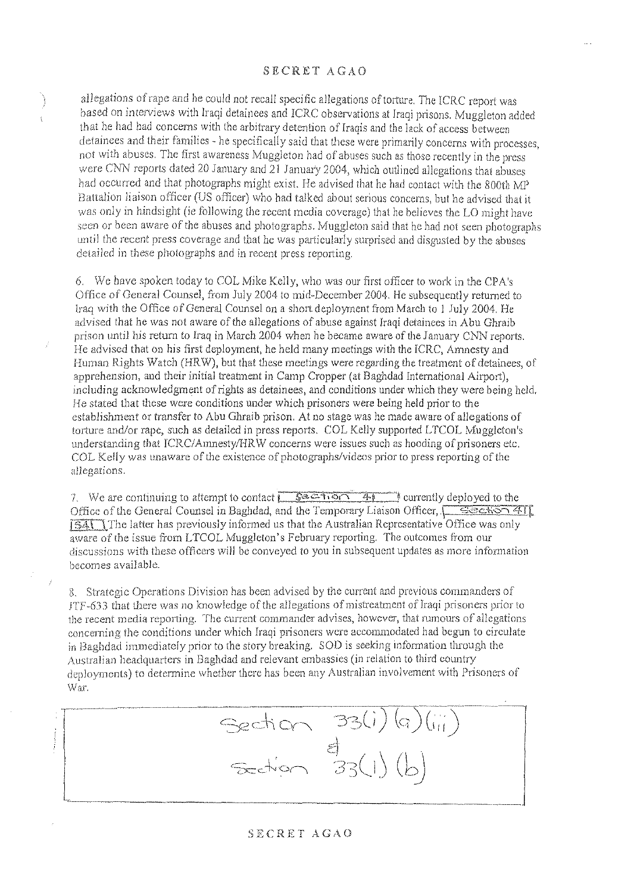allegations of rape and he could not recall specific allegations of torture. The ICRC report was based on interviews with Iraqi detainees and ICRC observations at Iraqi prisons. Muggleton added that he had had concerns with the arbitrary detention of Iraqis and the lack of access between detainees and their families - he specifically said that these were primarily concerns with processes, not with abuses. The first awareness Muggleton had of abuses such as those recently in the press were CNN reports dated 20 January and 21 January 2004, which outlined allegations that abuses had occurred and that photographs might exist. He advised that he had contact with the 800th MP Battalion liaison officer (US officer) who had talked about serious concerns, but he advised that it was only in hindsight (ie following the recent media coverage) that he believes the LO might have seen or been aware of the abuses and photographs. Muggleton said that he had not seen photographs until the recent press coverage and that he was particularly surprised and disgusted by the abuses detailed in these photographs and in recent press reporting.

6. We have spoken today to COL Mike Kelly, who was our first officer to work in the CPA's Office of General Counsel, from July 2004 to mid-December 2004. He subsequently returned to Iraq with the Office of General Counsel on a short deployment from March to 1 July 2004. He advised that he was not aware of the allegations of abuse against Iraqi detainees in Abu Ghraib prison until his return to Iraq in March 2004 when he became aware of the January CNN reports. He advised that on his first deployment, he held many meetings with the ICRC, Amnesty and Human Rights Watch (HRW), but that these meetings were regarding the treatment of detainees, of apprehension, and their initial treatment in Camp Cropper (at Baghdad International Airport), including acknowledgment of rights as detainees, and conditions under which they were being held. He stated that these were conditions under which prisoners were being held prior to the establishment or transfer to Abu Ghraib prison. At no stage was he made aware of allegations of torture and/or rape, such as detailed in press reports. COL Kelly supported LTCOL Muggleton's understanding that ICRC/Amnesty/HRW concerns were issues such as hooding of prisoners etc. COL Kelly was unaware of the existence of photographs/videos prior to press reporting of the allegations.

7. We are continuing to attempt to contact [Section 41] currently deployed to the Office of the General Counsel in Baghdad, and the Temporary Liaison Officer, [Section 41] [S41]. The latter has previously informed us that the Australian Representative Office was only aware of the issue from LTCOL Muggleton's February reporting. The outcomes from our discussions with these officers will be conveyed to you in subsequent updates as more information becomes available.

8. Strategic Operations Division has been advised by the current and previous commanders of JTF-633 that there was no knowledge of the allegations of mistreatment of Iraqi prisoners prior to the recent media reporting. The current commander advises, however, that rumours of allegations concerning the conditions under which Iraqi prisoners were accommodated had begun to circulate in Baghdad immediately prior to the story breaking. SOD is seeking information through the Australian headquarters in Baghdad and relevant embassies (in relation to third country deployments) to determine whether there has been any Australian involvement with Prisoners of War.

[Section 33(1)(a)(iii) & Section 33(1)(b)]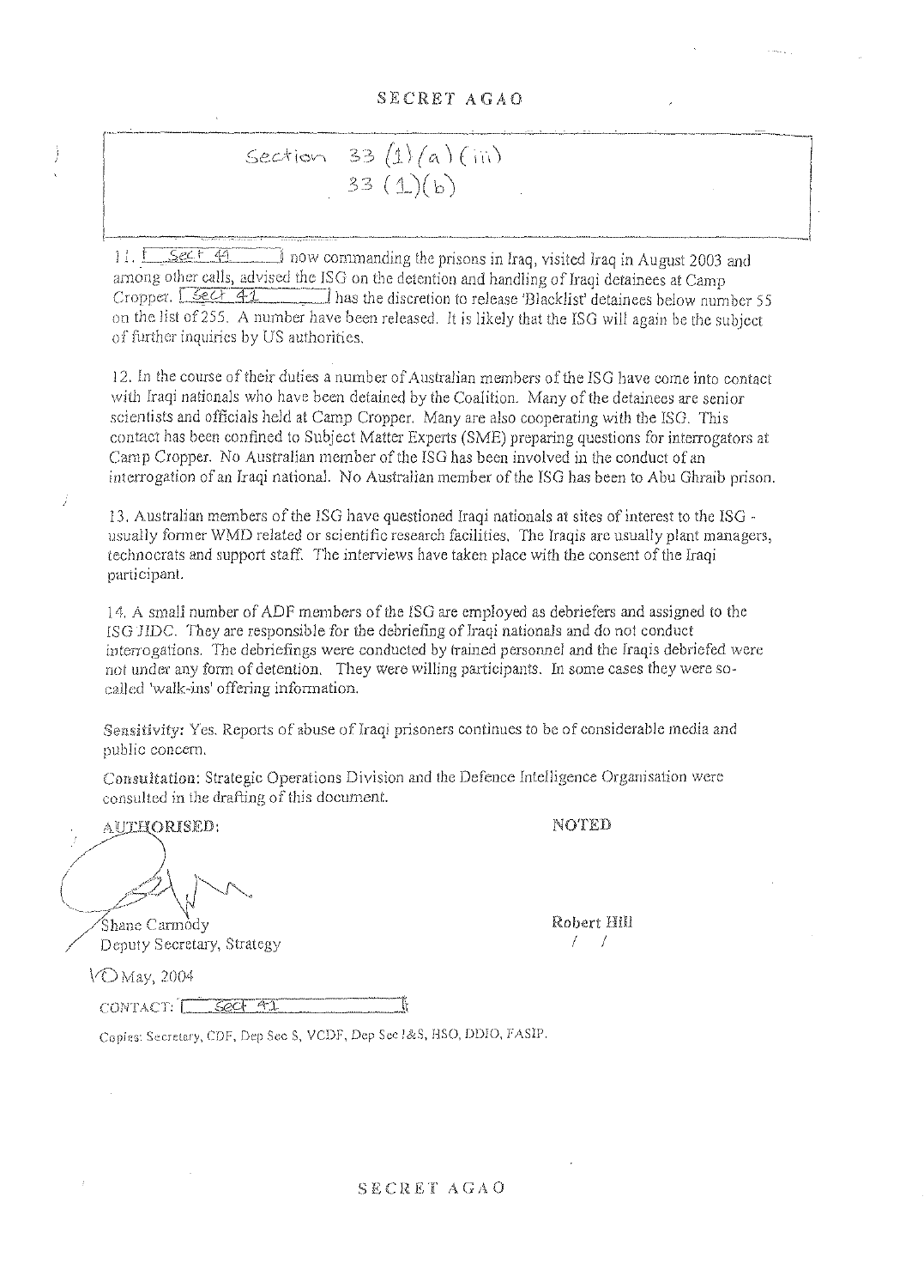SECRET AGAO

Section 33 (1)(a)(iii)
33 (1)(b)

11. [Sect 41] now commanding the prisons in Iraq, visited Iraq in August 2003 and among other calls, advised the ISG on the detention and handling of Iraqi detainees at Camp Cropper. [Sect 41] has the discretion to release 'Blacklist' detainees below number 55 on the list of 255. A number have been released. It is likely that the ISG will again be the subject of further inquiries by US authorities.

12. In the course of their duties a number of Australian members of the ISG have come into contact with Iraqi nationals who have been detained by the Coalition. Many of the detainees are senior scientists and officials held at Camp Cropper. Many are also cooperating with the ISG. This contact has been confined to Subject Matter Experts (SME) preparing questions for interrogators at Camp Cropper. No Australian member of the ISG has been involved in the conduct of an interrogation of an Iraqi national. No Australian member of the ISG has been to Abu Ghraib prison.

13. Australian members of the ISG have questioned Iraqi nationals at sites of interest to the ISG - usually former WMD related or scientific research facilities. The Iraqis are usually plant managers, technocrats and support staff. The interviews have taken place with the consent of the Iraqi participant.

14. A small number of ADF members of the ISG are employed as debriefers and assigned to the ISG JIDC. They are responsible for the debriefing of Iraqi nationals and do not conduct interrogations. The debriefings were conducted by trained personnel and the Iraqis debriefed were not under any form of detention. They were willing participants. In some cases they were so-called 'walk-ins' offering information.

**Sensitivity:** Yes. Reports of abuse of Iraqi prisoners continues to be of considerable media and public concern.

**Consultation:** Strategic Operations Division and the Defence Intelligence Organisation were consulted in the drafting of this document.

AUTHORISED:

Shane Carmody
Deputy Secretary, Strategy

10 May, 2004

NOTED

Robert Hill
/ /

CONTACT: [Sect 41]

Copies: Secretary, CDF, Dep Sec S, VCDF, Dep Sec I&S, HSO, DDIO, FASIP.

SECRET AGAO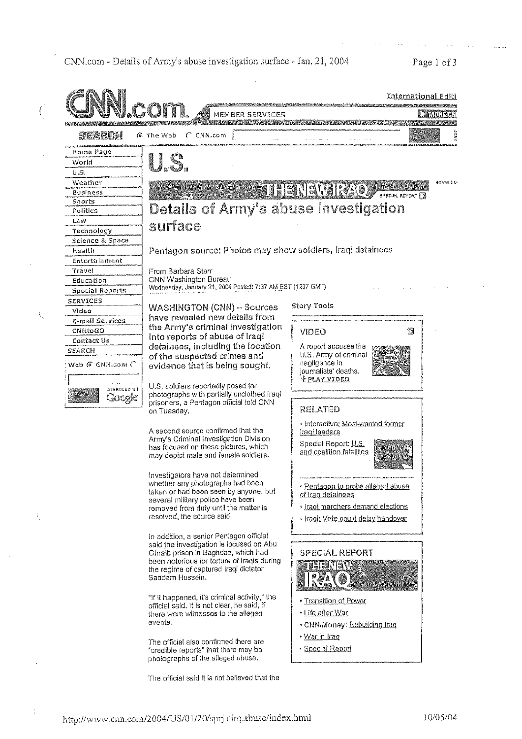CNN.com - Details of Army's abuse investigation surface - Jan. 21, 2004

International Edition

MEMBER SERVICES

SEARCH  The Web  CNN.com

- Home Page
- World
- U.S.
- Weather
- Business
- Sports
- Politics
- Law
- Technology
- Science & Space
- Health
- Entertainment
- Travel
- Education
- Special Reports

SERVICES

- Video
- E-mail Services
- CNNtoGO
- Contact Us

SEARCH

Web CNN.com

ENHANCED BY Google

# U.S.

THE NEW IRAQ SPECIAL REPORT

## Details of Army's abuse investigation surface

### Pentagon source: Photos may show soldiers, Iraqi detainees

From Barbara Starr
CNN Washington Bureau
Wednesday, January 21, 2004 Posted: 7:37 AM EST (1237 GMT)

**WASHINGTON (CNN) -- Sources have revealed new details from the Army's criminal investigation into reports of abuse of Iraqi detainees, including the location of the suspected crimes and evidence that is being sought.**

U.S. soldiers reportedly posed for photographs with partially unclothed Iraqi prisoners, a Pentagon official told CNN on Tuesday.

A second source confirmed that the Army's Criminal Investigation Division has focused on these pictures, which may depict male and female soldiers.

Investigators have not determined whether any photographs had been taken or had been seen by anyone, but several military police have been removed from duty until the matter is resolved, the source said.

In addition, a senior Pentagon official said the investigation is focused on Abu Ghraib prison in Baghdad, which had been notorious for torture of Iraqis during the regime of captured Iraqi dictator Saddam Hussein.

"If it happened, it's criminal activity," the official said. It is not clear, he said, if there were witnesses to the alleged events.

The official also confirmed there are "credible reports" that there may be photographs of the alleged abuse.

The official said it is not believed that the

Story Tools

**VIDEO**

A report accuses the U.S. Army of criminal negligence in journalists' deaths.
PLAY VIDEO

**RELATED**

- Interactive: Most-wanted former Iraqi leaders
- Special Report: U.S. and coalition fatalities
- Pentagon to probe alleged abuse of Iraq detainees
- Iraqi marchers demand elections
- Iraq: Vote could delay handover

**SPECIAL REPORT**

THE NEW IRAQ

- Transition of Power
- Life after War
- CNN/Money: Rebuilding Iraq
- War in Iraq
- Special Report

http://www.cnn.com/2004/US/01/20/sprj.nirq.abuse/index.html

10/05/04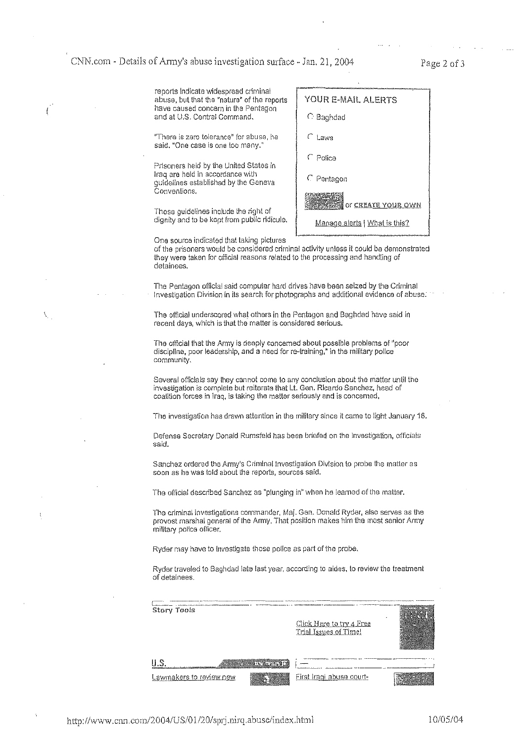reports indicate widespread criminal abuse, but that the "nature" of the reports have caused concern in the Pentagon and at U.S. Central Command.

"There is zero tolerance" for abuse, he said. "One case is one too many."

Prisoners held by the United States in Iraq are held in accordance with guidelines established by the Geneva Conventions.

Those guidelines include the right of dignity and to be kept from public ridicule.

YOUR E-MAIL ALERTS

- Baghdad
- Laws
- Police
- Pentagon

or CREATE YOUR OWN

Manage alerts | What is this?

One source indicated that taking pictures of the prisoners would be considered criminal activity unless it could be demonstrated they were taken for official reasons related to the processing and handling of detainees.

The Pentagon official said computer hard drives have been seized by the Criminal Investigation Division in its search for photographs and additional evidence of abuse.

The official underscored what others in the Pentagon and Baghdad have said in recent days, which is that the matter is considered serious.

The official that the Army is deeply concerned about possible problems of "poor discipline, poor leadership, and a need for re-training," in the military police community.

Several officials say they cannot come to any conclusion about the matter until the investigation is complete but reiterate that Lt. Gen. Ricardo Sanchez, head of coalition forces in Iraq, is taking the matter seriously and is concerned.

The investigation has drawn attention in the military since it came to light January 16.

Defense Secretary Donald Rumsfeld has been briefed on the investigation, officials said.

Sanchez ordered the Army's Criminal Investigation Division to probe the matter as soon as he was told about the reports, sources said.

The official described Sanchez as "plunging in" when he learned of the matter.

The criminal investigations commander, Maj. Gen. Donald Ryder, also serves as the provost marshal general of the Army. That position makes him the most senior Army military police officer.

Ryder may have to investigate those police as part of the probe.

Ryder traveled to Baghdad late last year, according to aides, to review the treatment of detainees.

Story Tools

Click Here to try 4 Free Trial Issues of Time!

U.S.

Lawmakers to review new

First Iraqi abuse court-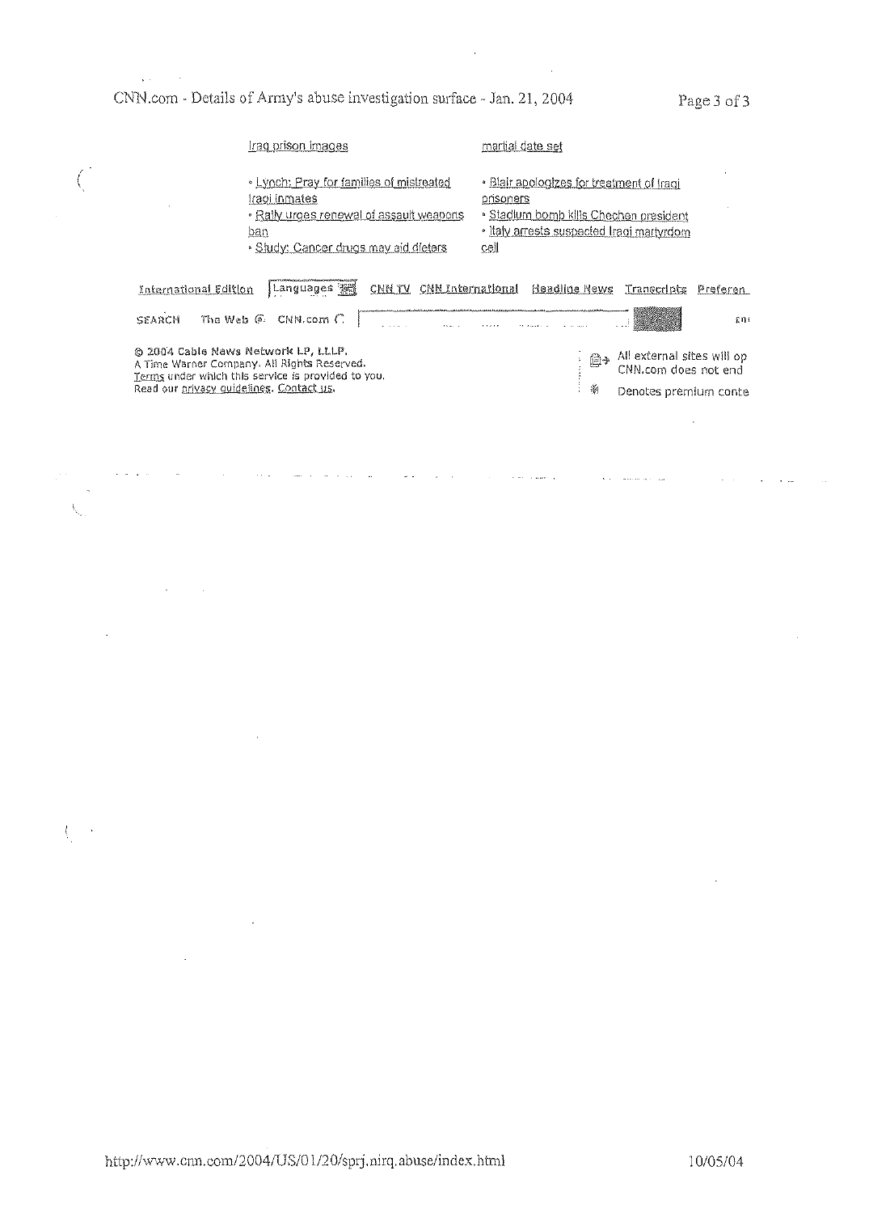[Iraq prison images](#) | [martial date set](#)

- Lynch: Pray for families of mistreated Iraqi inmates
- Rally urges renewal of assault weapons ban
- Study: Cancer drugs may aid dieters
- Blair apologizes for treatment of Iraqi prisoners
- Stadium bomb kills Chechen president
- Italy arrests suspected Iraqi martyrdom cell

International Edition | Languages | CNN TV | CNN International | Headline News | Transcripts | Preferen

SEARCH The Web CNN.com

© 2004 Cable News Network LP, LLLP.
A Time Warner Company. All Rights Reserved.
Terms under which this service is provided to you.
Read our privacy guidelines. Contact us.

All external sites will op
CNN.com does not end

Denotes premium conte